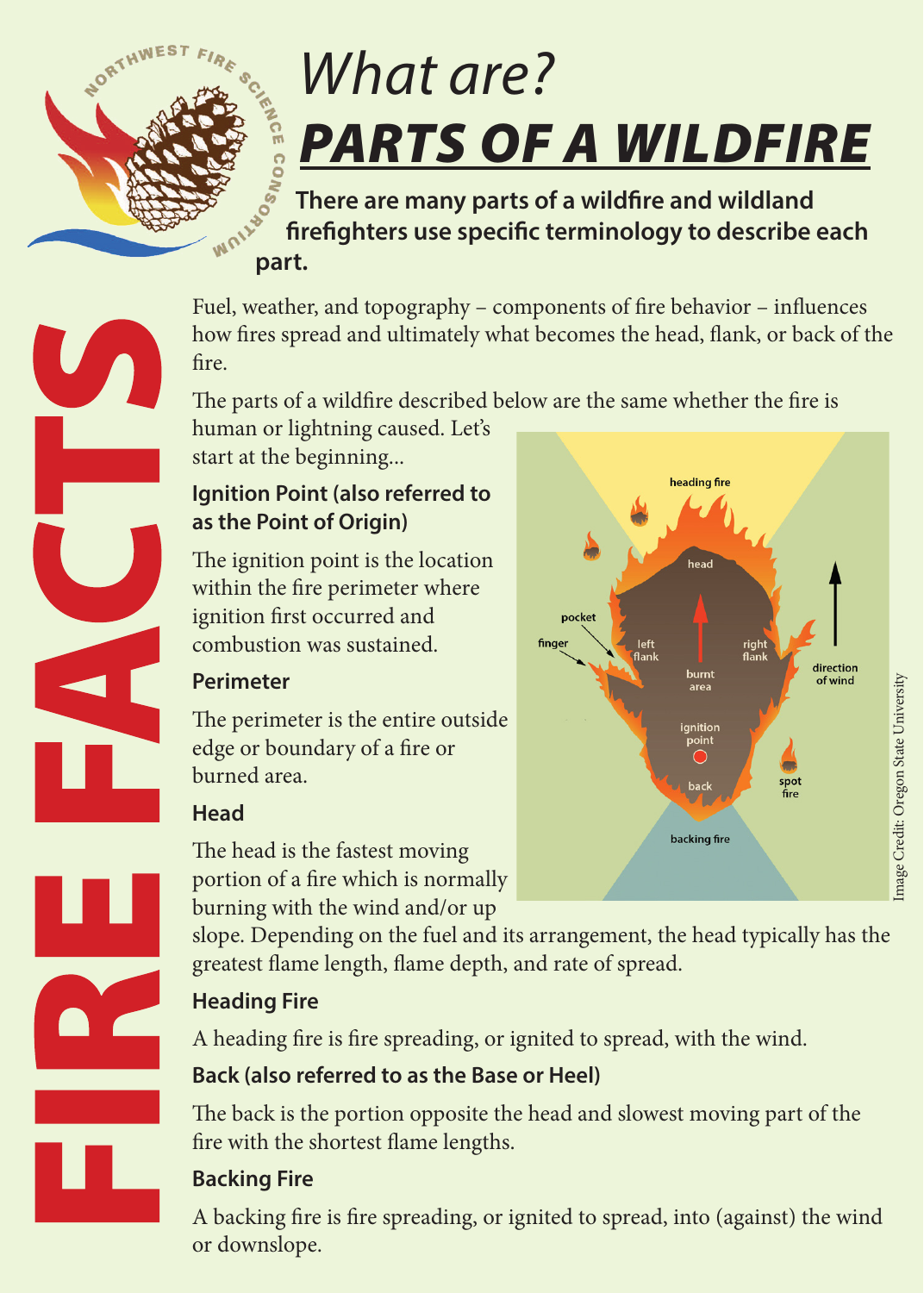# What are? PARTS OF A WILDFIRE

**There are many parts of a wildfire and wildland firefighters use specific terminology to describe each part.**

Fuel, weather, and topography – components of fire behavior – influences how fires spread and ultimately what becomes the head, flank, or back of the fire.

The parts of a wildfire described below are the same whether the fire is human or lightning caused. Let's start at the beginning...

### Ignition Point (also referred to as the Point of Origin)

The ignition point is the location within the fire perimeter where ignition first occurred and combustion was sustained.

### Perimeter

The perimeter is the entire outside edge or boundary of a fire or burned area.

### Head

The head is the fastest moving portion of a fire which is normally burning with the wind and/or up slope. Depending on the fuel and its arrangement, the head typically has the greatest flame length, flame depth, and rate of spread.

### Heading Fire

A heading fire is fire spreading, or ignited to spread, with the wind.

### Back (also referred to as the Base or Heel)

The back is the portion opposite the head and slowest moving part of the fire with the shortest flame lengths.

### Backing Fire

A backing fire is fire spreading, or ignited to spread, into (against) the wind or downslope.

Image Credit: Oregon State University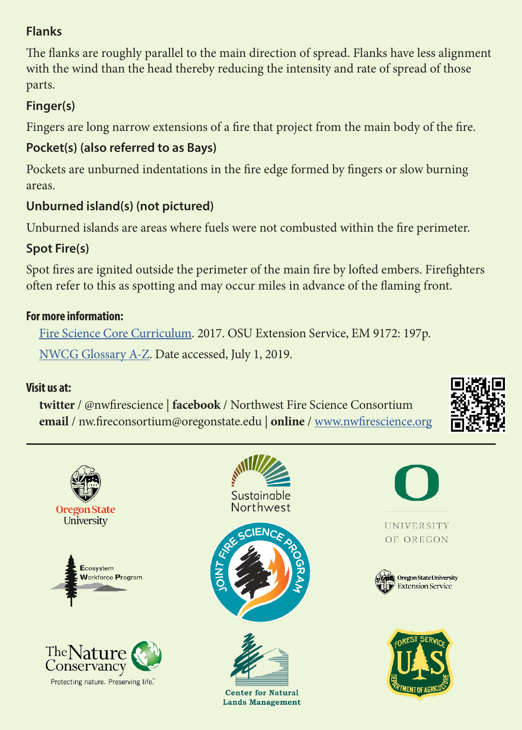### Flanks

The flanks are roughly parallel to the main direction of spread. Flanks have less alignment with the wind than the head thereby reducing the intensity and rate of spread of those parts.

### Finger(s)

Fingers are long narrow extensions of a fire that project from the main body of the fire.

### Pocket(s) (also referred to as Bays)

Pockets are unburned indentations in the fire edge formed by fingers or slow burning areas.

### Unburned island(s) (not pictured)

Unburned islands are areas where fuels were not combusted within the fire perimeter.

### Spot Fire(s)

Spot fires are ignited outside the perimeter of the main fire by lofted embers. Firefighters often refer to this as spotting and may occur miles in advance of the flaming front.

**For more information:**

Fire Science Core Curriculum. 2017. OSU Extension Service, EM 9172: 197p.

NWCG Glossary A-Z. Date accessed, July 1, 2019.

**Visit us at:**

**twitter** / @nwfirescience | **facebook** / Northwest Fire Science Consortium
**email** / nw.fireconsortium@oregonstate.edu | **online** / www.nwfirescience.org

Oregon State University

Sustainable Northwest

University of Oregon

Ecosystem Workforce Program

Joint Fire Science Program

Oregon State University Extension Service

The Nature Conservancy — Protecting nature. Preserving life.™

Center for Natural Lands Management

Forest Service — U.S. Department of Agriculture